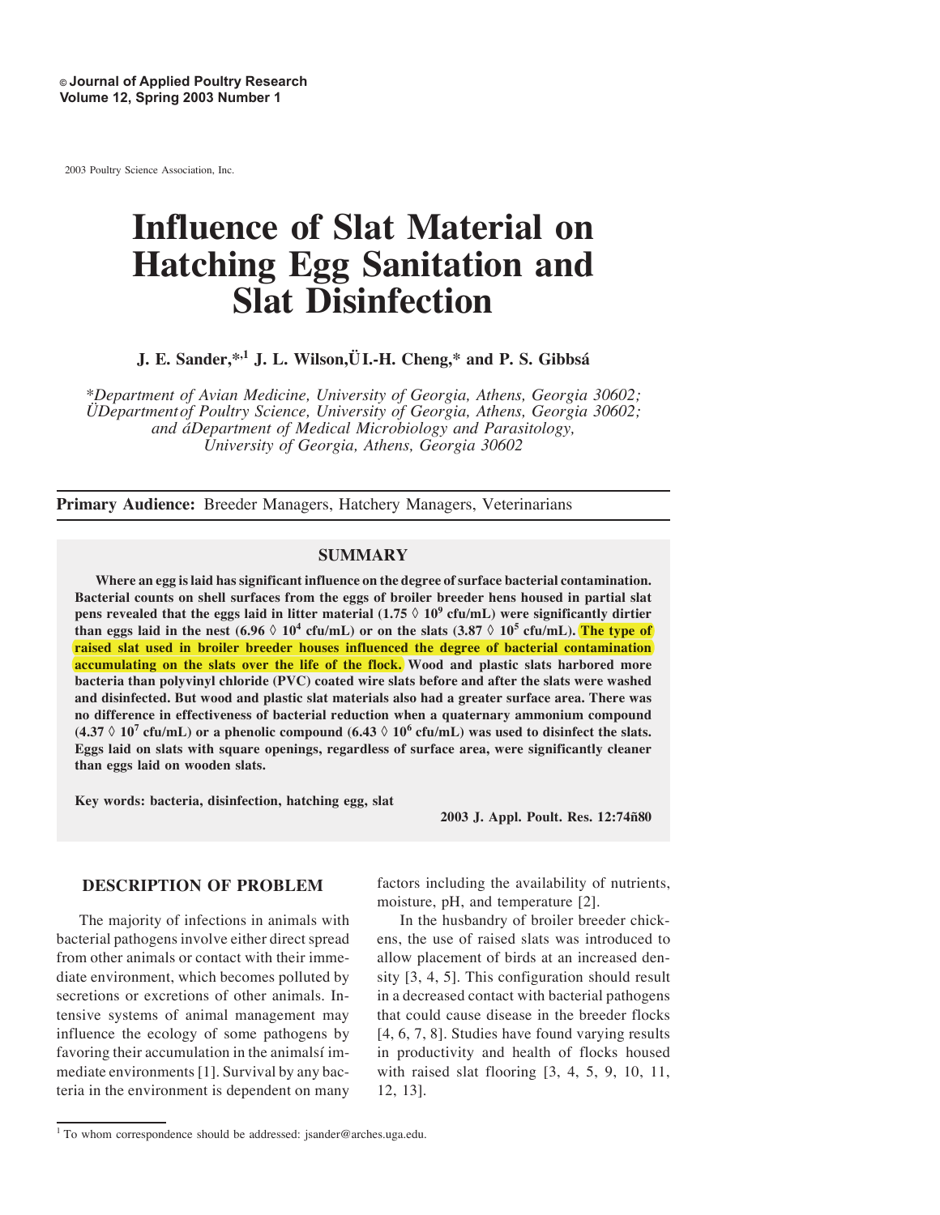© **Journal of Applied Poultry Research**
**Volume 12, Spring 2003 Number 1**

2003 Poultry Science Association, Inc.

# Influence of Slat Material on Hatching Egg Sanitation and Slat Disinfection

**J. E. Sander,\*,[1] J. L. Wilson,Ü I.-H. Cheng,\* and P. S. Gibbsá**

*\*Department of Avian Medicine, University of Georgia, Athens, Georgia 30602; ÜDepartment of Poultry Science, University of Georgia, Athens, Georgia 30602; and áDepartment of Medical Microbiology and Parasitology, University of Georgia, Athens, Georgia 30602*

**Primary Audience:** Breeder Managers, Hatchery Managers, Veterinarians

## SUMMARY

**Where an egg is laid has significant influence on the degree of surface bacterial contamination. Bacterial counts on shell surfaces from the eggs of broiler breeder hens housed in partial slat pens revealed that the eggs laid in litter material (1.75 ◊ $10^9$ cfu/mL) were significantly dirtier than eggs laid in the nest (6.96 ◊ $10^4$ cfu/mL) or on the slats (3.87 ◊ $10^5$ cfu/mL). The type of raised slat used in broiler breeder houses influenced the degree of bacterial contamination accumulating on the slats over the life of the flock. Wood and plastic slats harbored more bacteria than polyvinyl chloride (PVC) coated wire slats before and after the slats were washed and disinfected. But wood and plastic slat materials also had a greater surface area. There was no difference in effectiveness of bacterial reduction when a quaternary ammonium compound (4.37 ◊ $10^7$ cfu/mL) or a phenolic compound (6.43 ◊ $10^6$ cfu/mL) was used to disinfect the slats. Eggs laid on slats with square openings, regardless of surface area, were significantly cleaner than eggs laid on wooden slats.**

**Key words: bacteria, disinfection, hatching egg, slat**

**2003 J. Appl. Poult. Res. 12:74ñ80**

## DESCRIPTION OF PROBLEM

The majority of infections in animals with bacterial pathogens involve either direct spread from other animals or contact with their immediate environment, which becomes polluted by secretions or excretions of other animals. Intensive systems of animal management may influence the ecology of some pathogens by favoring their accumulation in the animalsí immediate environments [1]. Survival by any bacteria in the environment is dependent on many factors including the availability of nutrients, moisture, pH, and temperature [2].

In the husbandry of broiler breeder chickens, the use of raised slats was introduced to allow placement of birds at an increased density [3, 4, 5]. This configuration should result in a decreased contact with bacterial pathogens that could cause disease in the breeder flocks [4, 6, 7, 8]. Studies have found varying results in productivity and health of flocks housed with raised slat flooring [3, 4, 5, 9, 10, 11, 12, 13].

[1] To whom correspondence should be addressed: jsander@arches.uga.edu.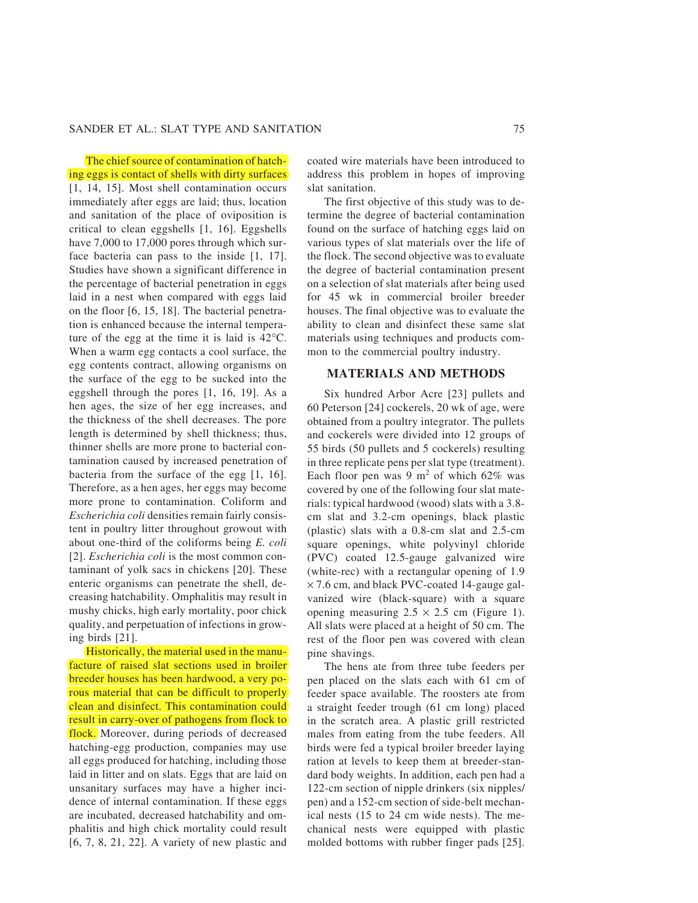The chief source of contamination of hatching eggs is contact of shells with dirty surfaces [1, 14, 15]. Most shell contamination occurs immediately after eggs are laid; thus, location and sanitation of the place of oviposition is critical to clean eggshells [1, 16]. Eggshells have 7,000 to 17,000 pores through which surface bacteria can pass to the inside [1, 17]. Studies have shown a significant difference in the percentage of bacterial penetration in eggs laid in a nest when compared with eggs laid on the floor [6, 15, 18]. The bacterial penetration is enhanced because the internal temperature of the egg at the time it is laid is 42°C. When a warm egg contacts a cool surface, the egg contents contract, allowing organisms on the surface of the egg to be sucked into the eggshell through the pores [1, 16, 19]. As a hen ages, the size of her egg increases, and the thickness of the shell decreases. The pore length is determined by shell thickness; thus, thinner shells are more prone to bacterial contamination caused by increased penetration of bacteria from the surface of the egg [1, 16]. Therefore, as a hen ages, her eggs may become more prone to contamination. Coliform and *Escherichia coli* densities remain fairly consistent in poultry litter throughout growout with about one-third of the coliforms being *E. coli* [2]. *Escherichia coli* is the most common contaminant of yolk sacs in chickens [20]. These enteric organisms can penetrate the shell, decreasing hatchability. Omphalitis may result in mushy chicks, high early mortality, poor chick quality, and perpetuation of infections in growing birds [21].

Historically, the material used in the manufacture of raised slat sections used in broiler breeder houses has been hardwood, a very porous material that can be difficult to properly clean and disinfect. This contamination could result in carry-over of pathogens from flock to flock. Moreover, during periods of decreased hatching-egg production, companies may use all eggs produced for hatching, including those laid in litter and on slats. Eggs that are laid on unsanitary surfaces may have a higher incidence of internal contamination. If these eggs are incubated, decreased hatchability and omphalitis and high chick mortality could result [6, 7, 8, 21, 22]. A variety of new plastic and coated wire materials have been introduced to address this problem in hopes of improving slat sanitation.

The first objective of this study was to determine the degree of bacterial contamination found on the surface of hatching eggs laid on various types of slat materials over the life of the flock. The second objective was to evaluate the degree of bacterial contamination present on a selection of slat materials after being used for 45 wk in commercial broiler breeder houses. The final objective was to evaluate the ability to clean and disinfect these same slat materials using techniques and products common to the commercial poultry industry.

## MATERIALS AND METHODS

Six hundred Arbor Acre [23] pullets and 60 Peterson [24] cockerels, 20 wk of age, were obtained from a poultry integrator. The pullets and cockerels were divided into 12 groups of 55 birds (50 pullets and 5 cockerels) resulting in three replicate pens per slat type (treatment). Each floor pen was 9 m$^2$ of which 62% was covered by one of the following four slat materials: typical hardwood (wood) slats with a 3.8-cm slat and 3.2-cm openings, black plastic (plastic) slats with a 0.8-cm slat and 2.5-cm square openings, white polyvinyl chloride (PVC) coated 12.5-gauge galvanized wire (white-rec) with a rectangular opening of 1.9 × 7.6 cm, and black PVC-coated 14-gauge galvanized wire (black-square) with a square opening measuring 2.5 × 2.5 cm (Figure 1). All slats were placed at a height of 50 cm. The rest of the floor pen was covered with clean pine shavings.

The hens ate from three tube feeders per pen placed on the slats each with 61 cm of feeder space available. The roosters ate from a straight feeder trough (61 cm long) placed in the scratch area. A plastic grill restricted males from eating from the tube feeders. All birds were fed a typical broiler breeder laying ration at levels to keep them at breeder-standard body weights. In addition, each pen had a 122-cm section of nipple drinkers (six nipples/pen) and a 152-cm section of side-belt mechanical nests (15 to 24 cm wide nests). The mechanical nests were equipped with plastic molded bottoms with rubber finger pads [25].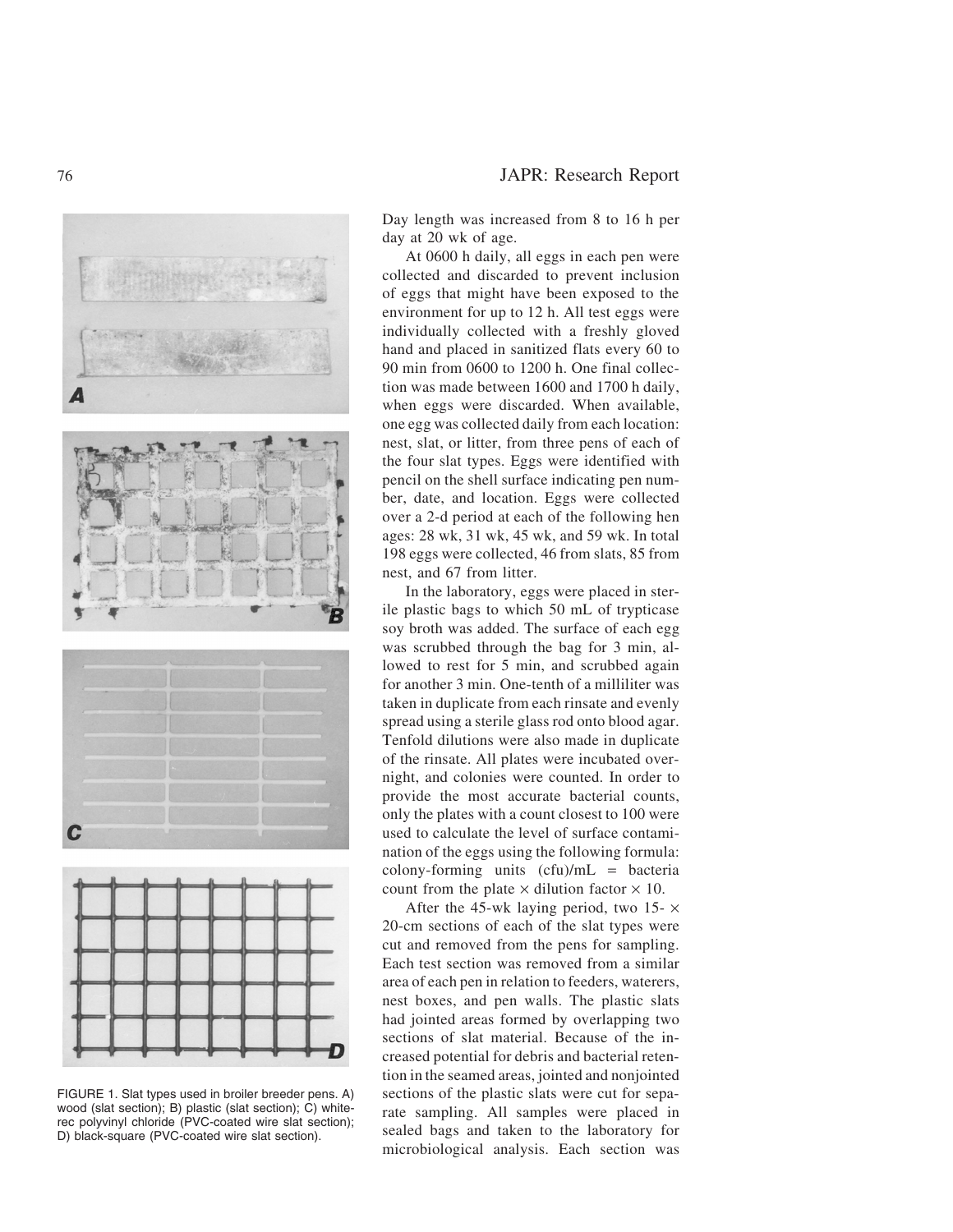FIGURE 1. Slat types used in broiler breeder pens. A) wood (slat section); B) plastic (slat section); C) white-rec polyvinyl chloride (PVC-coated wire slat section); D) black-square (PVC-coated wire slat section).

Day length was increased from 8 to 16 h per day at 20 wk of age.

At 0600 h daily, all eggs in each pen were collected and discarded to prevent inclusion of eggs that might have been exposed to the environment for up to 12 h. All test eggs were individually collected with a freshly gloved hand and placed in sanitized flats every 60 to 90 min from 0600 to 1200 h. One final collection was made between 1600 and 1700 h daily, when eggs were discarded. When available, one egg was collected daily from each location: nest, slat, or litter, from three pens of each of the four slat types. Eggs were identified with pencil on the shell surface indicating pen number, date, and location. Eggs were collected over a 2-d period at each of the following hen ages: 28 wk, 31 wk, 45 wk, and 59 wk. In total 198 eggs were collected, 46 from slats, 85 from nest, and 67 from litter.

In the laboratory, eggs were placed in sterile plastic bags to which 50 mL of trypticase soy broth was added. The surface of each egg was scrubbed through the bag for 3 min, allowed to rest for 5 min, and scrubbed again for another 3 min. One-tenth of a milliliter was taken in duplicate from each rinsate and evenly spread using a sterile glass rod onto blood agar. Tenfold dilutions were also made in duplicate of the rinsate. All plates were incubated overnight, and colonies were counted. In order to provide the most accurate bacterial counts, only the plates with a count closest to 100 were used to calculate the level of surface contamination of the eggs using the following formula: colony-forming units (cfu)/mL = bacteria count from the plate $\times$ dilution factor $\times$ 10.

After the 45-wk laying period, two 15- $\times$ 20-cm sections of each of the slat types were cut and removed from the pens for sampling. Each test section was removed from a similar area of each pen in relation to feeders, waterers, nest boxes, and pen walls. The plastic slats had jointed areas formed by overlapping two sections of slat material. Because of the increased potential for debris and bacterial retention in the seamed areas, jointed and nonjointed sections of the plastic slats were cut for separate sampling. All samples were placed in sealed bags and taken to the laboratory for microbiological analysis. Each section was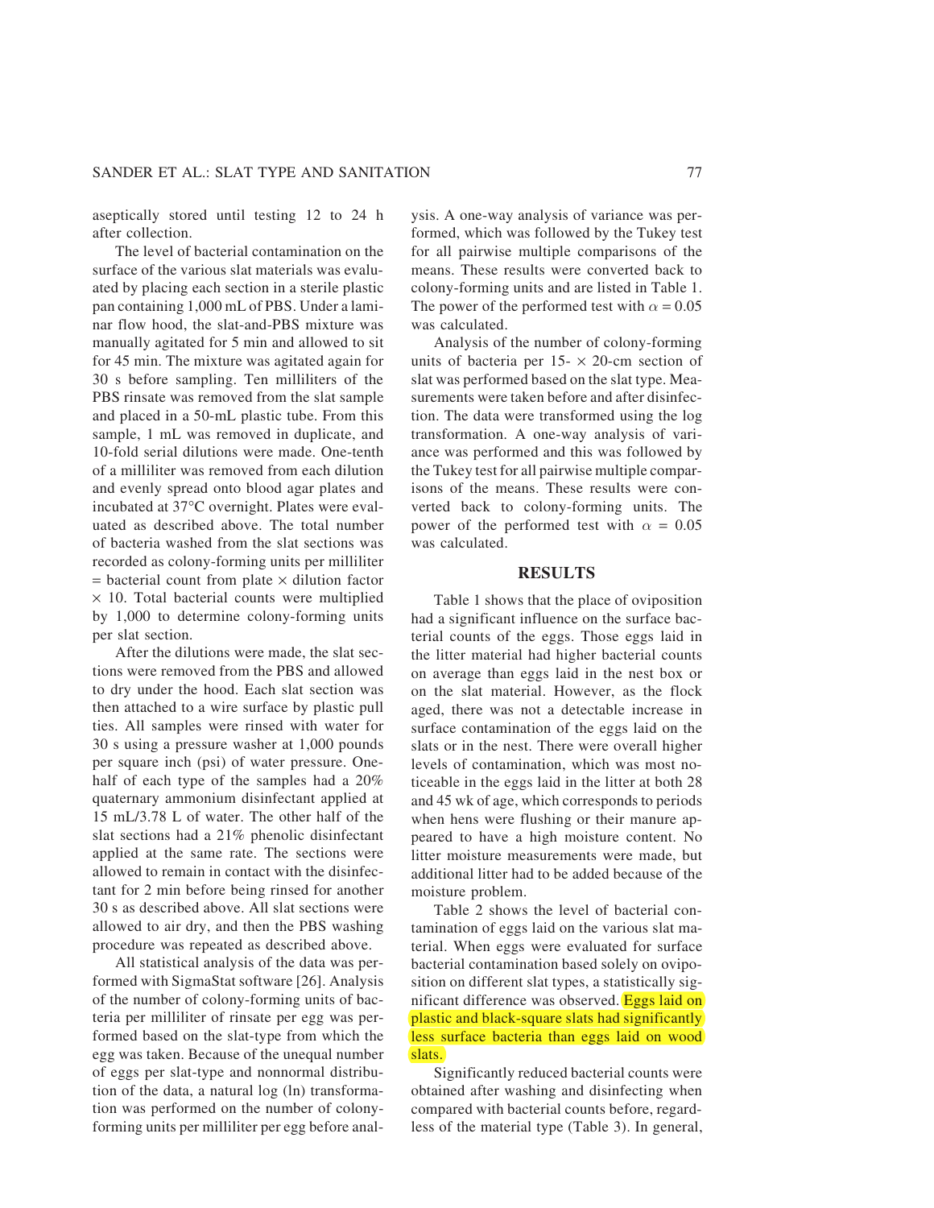aseptically stored until testing 12 to 24 h after collection.

The level of bacterial contamination on the surface of the various slat materials was evaluated by placing each section in a sterile plastic pan containing 1,000 mL of PBS. Under a laminar flow hood, the slat-and-PBS mixture was manually agitated for 5 min and allowed to sit for 45 min. The mixture was agitated again for 30 s before sampling. Ten milliliters of the PBS rinsate was removed from the slat sample and placed in a 50-mL plastic tube. From this sample, 1 mL was removed in duplicate, and 10-fold serial dilutions were made. One-tenth of a milliliter was removed from each dilution and evenly spread onto blood agar plates and incubated at 37°C overnight. Plates were evaluated as described above. The total number of bacteria washed from the slat sections was recorded as colony-forming units per milliliter = bacterial count from plate × dilution factor × 10. Total bacterial counts were multiplied by 1,000 to determine colony-forming units per slat section.

After the dilutions were made, the slat sections were removed from the PBS and allowed to dry under the hood. Each slat section was then attached to a wire surface by plastic pull ties. All samples were rinsed with water for 30 s using a pressure washer at 1,000 pounds per square inch (psi) of water pressure. One-half of each type of the samples had a 20% quaternary ammonium disinfectant applied at 15 mL/3.78 L of water. The other half of the slat sections had a 21% phenolic disinfectant applied at the same rate. The sections were allowed to remain in contact with the disinfectant for 2 min before being rinsed for another 30 s as described above. All slat sections were allowed to air dry, and then the PBS washing procedure was repeated as described above.

All statistical analysis of the data was performed with SigmaStat software [26]. Analysis of the number of colony-forming units of bacteria per milliliter of rinsate per egg was performed based on the slat-type from which the egg was taken. Because of the unequal number of eggs per slat-type and nonnormal distribution of the data, a natural log (ln) transformation was performed on the number of colony-forming units per milliliter per egg before analysis. A one-way analysis of variance was performed, which was followed by the Tukey test for all pairwise multiple comparisons of the means. These results were converted back to colony-forming units and are listed in Table 1. The power of the performed test with $\alpha = 0.05$ was calculated.

Analysis of the number of colony-forming units of bacteria per 15- × 20-cm section of slat was performed based on the slat type. Measurements were taken before and after disinfection. The data were transformed using the log transformation. A one-way analysis of variance was performed and this was followed by the Tukey test for all pairwise multiple comparisons of the means. These results were converted back to colony-forming units. The power of the performed test with $\alpha = 0.05$ was calculated.

## RESULTS

Table 1 shows that the place of oviposition had a significant influence on the surface bacterial counts of the eggs. Those eggs laid in the litter material had higher bacterial counts on average than eggs laid in the nest box or on the slat material. However, as the flock aged, there was not a detectable increase in surface contamination of the eggs laid on the slats or in the nest. There were overall higher levels of contamination, which was most noticeable in the eggs laid in the litter at both 28 and 45 wk of age, which corresponds to periods when hens were flushing or their manure appeared to have a high moisture content. No litter moisture measurements were made, but additional litter had to be added because of the moisture problem.

Table 2 shows the level of bacterial contamination of eggs laid on the various slat material. When eggs were evaluated for surface bacterial contamination based solely on oviposition on different slat types, a statistically significant difference was observed. Eggs laid on plastic and black-square slats had significantly less surface bacteria than eggs laid on wood slats.

Significantly reduced bacterial counts were obtained after washing and disinfecting when compared with bacterial counts before, regardless of the material type (Table 3). In general,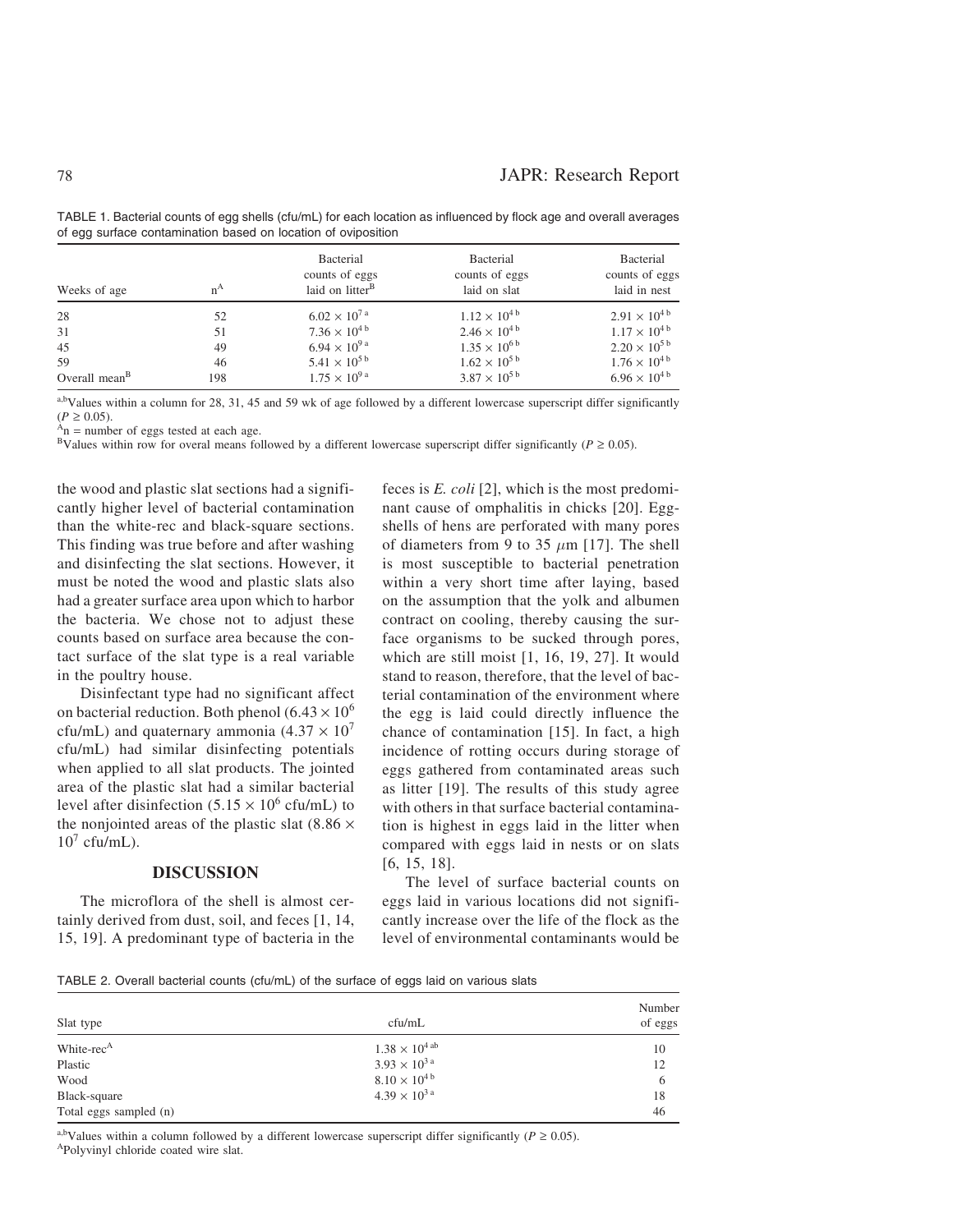TABLE 1. Bacterial counts of egg shells (cfu/mL) for each location as influenced by flock age and overall averages of egg surface contamination based on location of oviposition

| Weeks of age | n[A] | Bacterial counts of eggs laid on litter[B] | Bacterial counts of eggs laid on slat | Bacterial counts of eggs laid in nest |
|---|---|---|---|---|
| 28 | 52 | $6.02 \times 10^{7}$ [a] | $1.12 \times 10^{4}$ [b] | $2.91 \times 10^{4}$ [b] |
| 31 | 51 | $7.36 \times 10^{4}$ [b] | $2.46 \times 10^{4}$ [b] | $1.17 \times 10^{4}$ [b] |
| 45 | 49 | $6.94 \times 10^{9}$ [a] | $1.35 \times 10^{6}$ [b] | $2.20 \times 10^{5}$ [b] |
| 59 | 46 | $5.41 \times 10^{5}$ [b] | $1.62 \times 10^{5}$ [b] | $1.76 \times 10^{4}$ [b] |
| Overall mean[B] | 198 | $1.75 \times 10^{9}$ [a] | $3.87 \times 10^{5}$ [b] | $6.96 \times 10^{4}$ [b] |

[a,b]Values within a column for 28, 31, 45 and 59 wk of age followed by a different lowercase superscript differ significantly ($P \geq 0.05$).
[A]n = number of eggs tested at each age.
[B]Values within row for overal means followed by a different lowercase superscript differ significantly ($P \geq 0.05$).

the wood and plastic slat sections had a significantly higher level of bacterial contamination than the white-rec and black-square sections. This finding was true before and after washing and disinfecting the slat sections. However, it must be noted the wood and plastic slats also had a greater surface area upon which to harbor the bacteria. We chose not to adjust these counts based on surface area because the contact surface of the slat type is a real variable in the poultry house.

Disinfectant type had no significant affect on bacterial reduction. Both phenol ($6.43 \times 10^{6}$ cfu/mL) and quaternary ammonia ($4.37 \times 10^{7}$ cfu/mL) had similar disinfecting potentials when applied to all slat products. The jointed area of the plastic slat had a similar bacterial level after disinfection ($5.15 \times 10^{6}$ cfu/mL) to the nonjointed areas of the plastic slat ($8.86 \times 10^{7}$ cfu/mL).

## DISCUSSION

The microflora of the shell is almost certainly derived from dust, soil, and feces [1, 14, 15, 19]. A predominant type of bacteria in the feces is *E. coli* [2], which is the most predominant cause of omphalitis in chicks [20]. Eggshells of hens are perforated with many pores of diameters from 9 to 35 $\mu$m [17]. The shell is most susceptible to bacterial penetration within a very short time after laying, based on the assumption that the yolk and albumen contract on cooling, thereby causing the surface organisms to be sucked through pores, which are still moist [1, 16, 19, 27]. It would stand to reason, therefore, that the level of bacterial contamination of the environment where the egg is laid could directly influence the chance of contamination [15]. In fact, a high incidence of rotting occurs during storage of eggs gathered from contaminated areas such as litter [19]. The results of this study agree with others in that surface bacterial contamination is highest in eggs laid in the litter when compared with eggs laid in nests or on slats [6, 15, 18].

The level of surface bacterial counts on eggs laid in various locations did not significantly increase over the life of the flock as the level of environmental contaminants would be

TABLE 2. Overall bacterial counts (cfu/mL) of the surface of eggs laid on various slats

| Slat type | cfu/mL | Number of eggs |
|---|---|---|
| White-rec[A] | $1.38 \times 10^{4}$ [ab] | 10 |
| Plastic | $3.93 \times 10^{3}$ [a] | 12 |
| Wood | $8.10 \times 10^{4}$ [b] | 6 |
| Black-square | $4.39 \times 10^{3}$ [a] | 18 |
| Total eggs sampled (n) | | 46 |

[a,b]Values within a column followed by a different lowercase superscript differ significantly ($P \geq 0.05$).
[A]Polyvinyl chloride coated wire slat.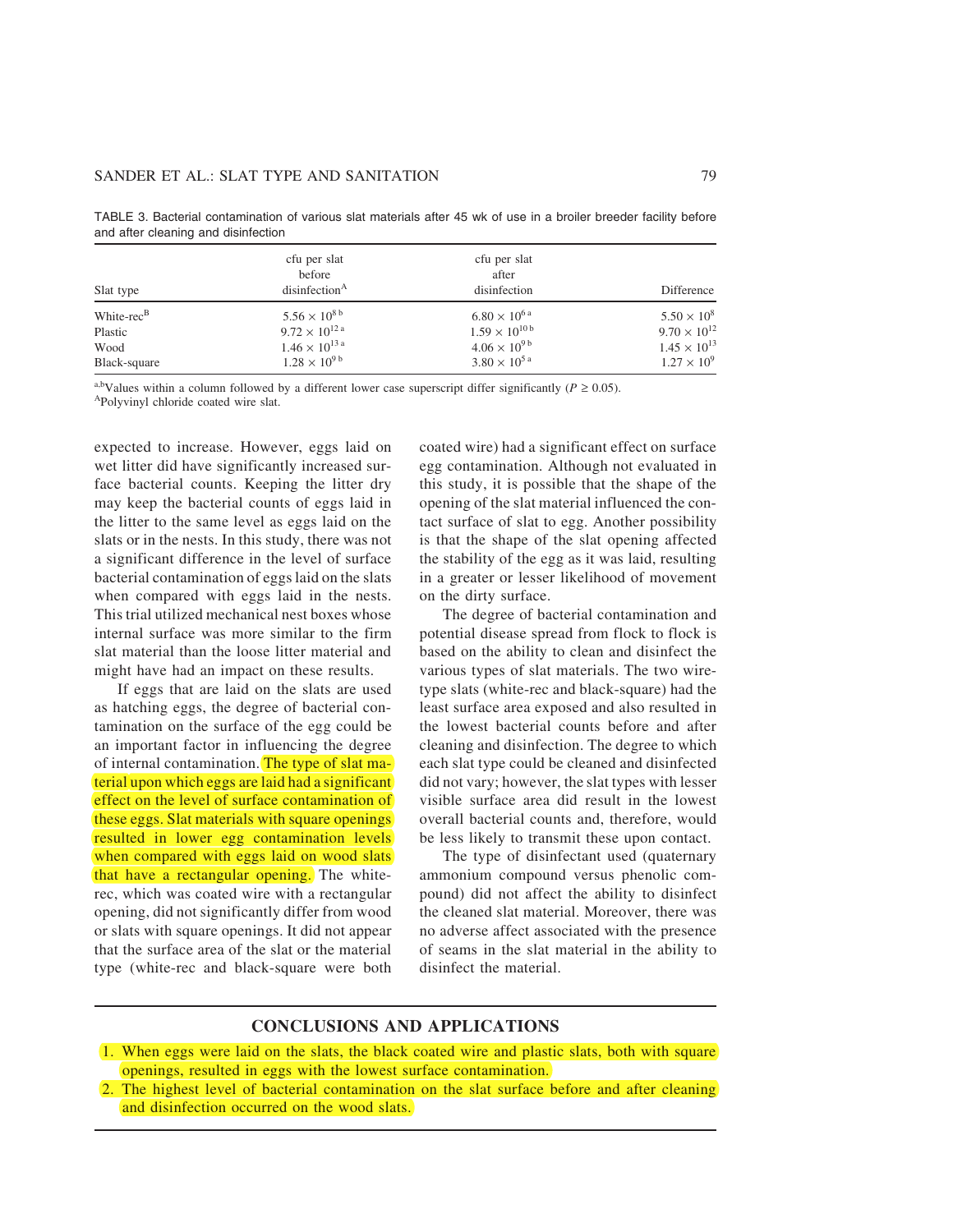TABLE 3. Bacterial contamination of various slat materials after 45 wk of use in a broiler breeder facility before and after cleaning and disinfection

| Slat type | cfu per slat before disinfection[A] | cfu per slat after disinfection | Difference |
|---|---|---|---|
| White-rec[B] | $5.56 \times 10^{8\,b}$ | $6.80 \times 10^{6\,a}$ | $5.50 \times 10^{8}$ |
| Plastic | $9.72 \times 10^{12\,a}$ | $1.59 \times 10^{10\,b}$ | $9.70 \times 10^{12}$ |
| Wood | $1.46 \times 10^{13\,a}$ | $4.06 \times 10^{9\,b}$ | $1.45 \times 10^{13}$ |
| Black-square | $1.28 \times 10^{9\,b}$ | $3.80 \times 10^{5\,a}$ | $1.27 \times 10^{9}$ |

[a,b]Values within a column followed by a different lower case superscript differ significantly ($P \geq 0.05$).
[A]Polyvinyl chloride coated wire slat.

expected to increase. However, eggs laid on wet litter did have significantly increased surface bacterial counts. Keeping the litter dry may keep the bacterial counts of eggs laid in the litter to the same level as eggs laid on the slats or in the nests. In this study, there was not a significant difference in the level of surface bacterial contamination of eggs laid on the slats when compared with eggs laid in the nests. This trial utilized mechanical nest boxes whose internal surface was more similar to the firm slat material than the loose litter material and might have had an impact on these results.

If eggs that are laid on the slats are used as hatching eggs, the degree of bacterial contamination on the surface of the egg could be an important factor in influencing the degree of internal contamination. The type of slat material upon which eggs are laid had a significant effect on the level of surface contamination of these eggs. Slat materials with square openings resulted in lower egg contamination levels when compared with eggs laid on wood slats that have a rectangular opening. The white-rec, which was coated wire with a rectangular opening, did not significantly differ from wood or slats with square openings. It did not appear that the surface area of the slat or the material type (white-rec and black-square were both coated wire) had a significant effect on surface egg contamination. Although not evaluated in this study, it is possible that the shape of the opening of the slat material influenced the contact surface of slat to egg. Another possibility is that the shape of the slat opening affected the stability of the egg as it was laid, resulting in a greater or lesser likelihood of movement on the dirty surface.

The degree of bacterial contamination and potential disease spread from flock to flock is based on the ability to clean and disinfect the various types of slat materials. The two wire-type slats (white-rec and black-square) had the least surface area exposed and also resulted in the lowest bacterial counts before and after cleaning and disinfection. The degree to which each slat type could be cleaned and disinfected did not vary; however, the slat types with lesser visible surface area did result in the lowest overall bacterial counts and, therefore, would be less likely to transmit these upon contact.

The type of disinfectant used (quaternary ammonium compound versus phenolic compound) did not affect the ability to disinfect the cleaned slat material. Moreover, there was no adverse affect associated with the presence of seams in the slat material in the ability to disinfect the material.

## CONCLUSIONS AND APPLICATIONS

1. When eggs were laid on the slats, the black coated wire and plastic slats, both with square openings, resulted in eggs with the lowest surface contamination.
2. The highest level of bacterial contamination on the slat surface before and after cleaning and disinfection occurred on the wood slats.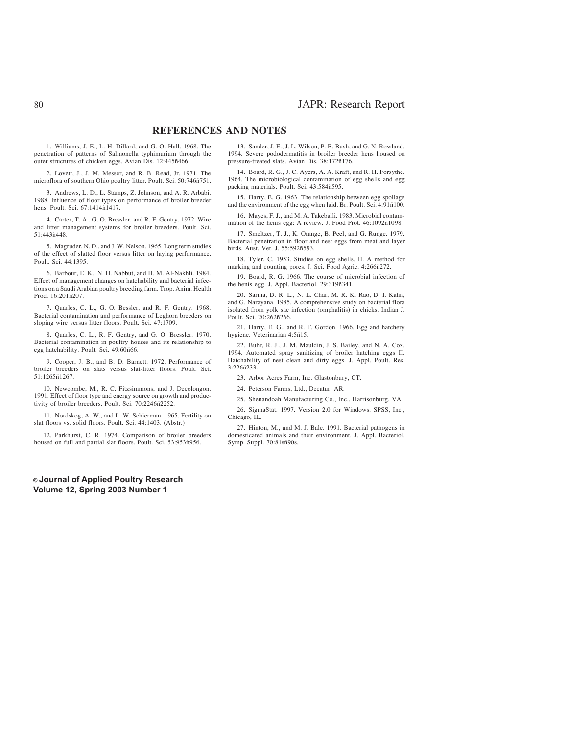## REFERENCES AND NOTES

1. Williams, J. E., L. H. Dillard, and G. O. Hall. 1968. The penetration of patterns of Salmonella typhimurium through the outer structures of chicken eggs. Avian Dis. 12:445ñ466.

2. Lovett, J., J. M. Messer, and R. B. Read, Jr. 1971. The microflora of southern Ohio poultry litter. Poult. Sci. 50:746ñ751.

3. Andrews, L. D., L. Stamps, Z. Johnson, and A. R. Arbabi. 1988. Influence of floor types on performance of broiler breeder hens. Poult. Sci. 67:1414ñ1417.

4. Carter, T. A., G. O. Bressler, and R. F. Gentry. 1972. Wire and litter management systems for broiler breeders. Poult. Sci. 51:443ñ448.

5. Magruder, N. D., and J. W. Nelson. 1965. Long term studies of the effect of slatted floor versus litter on laying performance. Poult. Sci. 44:1395.

6. Barbour, E. K., N. H. Nabbut, and H. M. Al-Nakhli. 1984. Effect of management changes on hatchability and bacterial infections on a Saudi Arabian poultry breeding farm. Trop. Anim. Health Prod. 16:201ñ207.

7. Quarles, C. L., G. O. Bessler, and R. F. Gentry. 1968. Bacterial contamination and performance of Leghorn breeders on sloping wire versus litter floors. Poult. Sci. 47:1709.

8. Quarles, C. L., R. F. Gentry, and G. O. Bressler. 1970. Bacterial contamination in poultry houses and its relationship to egg hatchability. Poult. Sci. 49:60ñ66.

9. Cooper, J. B., and B. D. Barnett. 1972. Performance of broiler breeders on slats versus slat-litter floors. Poult. Sci. 51:1265ñ1267.

10. Newcombe, M., R. C. Fitzsimmons, and J. Decolongon. 1991. Effect of floor type and energy source on growth and productivity of broiler breeders. Poult. Sci. 70:2246ñ2252.

11. Nordskog, A. W., and L. W. Schierman. 1965. Fertility on slat floors vs. solid floors. Poult. Sci. 44:1403. (Abstr.)

12. Parkhurst, C. R. 1974. Comparison of broiler breeders housed on full and partial slat floors. Poult. Sci. 53:953ñ956.

13. Sander, J. E., J. L. Wilson, P. B. Bush, and G. N. Rowland. 1994. Severe pododermatitis in broiler breeder hens housed on pressure-treated slats. Avian Dis. 38:172ñ176.

14. Board, R. G., J. C. Ayers, A. A. Kraft, and R. H. Forsythe. 1964. The microbiological contamination of egg shells and egg packing materials. Poult. Sci. 43:584ñ595.

15. Harry, E. G. 1963. The relationship between egg spoilage and the environment of the egg when laid. Br. Poult. Sci. 4:91ñ100.

16. Mayes, F. J., and M. A. Takeballi. 1983. Microbial contamination of the henís egg: A review. J. Food Prot. 46:1092ñ1098.

17. Smeltzer, T. J., K. Orange, B. Peel, and G. Runge. 1979. Bacterial penetration in floor and nest eggs from meat and layer birds. Aust. Vet. J. 55:592ñ593.

18. Tyler, C. 1953. Studies on egg shells. II. A method for marking and counting pores. J. Sci. Food Agric. 4:266ñ272.

19. Board, R. G. 1966. The course of microbial infection of the henís egg. J. Appl. Bacteriol. 29:319ñ341.

20. Sarma, D. R. L., N. L. Char, M. R. K. Rao, D. I. Kahn, and G. Narayana. 1985. A comprehensive study on bacterial flora isolated from yolk sac infection (omphalitis) in chicks. Indian J. Poult. Sci. 20:262ñ266.

21. Harry, E. G., and R. F. Gordon. 1966. Egg and hatchery hygiene. Veterinarian 4:5ñ15.

22. Buhr, R. J., J. M. Mauldin, J. S. Bailey, and N. A. Cox. 1994. Automated spray sanitizing of broiler hatching eggs II. Hatchability of nest clean and dirty eggs. J. Appl. Poult. Res. 3:226ñ233.

23. Arbor Acres Farm, Inc. Glastonbury, CT.

24. Peterson Farms, Ltd., Decatur, AR.

25. Shenandoah Manufacturing Co., Inc., Harrisonburg, VA.

26. SigmaStat. 1997. Version 2.0 for Windows. SPSS, Inc., Chicago, IL.

27. Hinton, M., and M. J. Bale. 1991. Bacterial pathogens in domesticated animals and their environment. J. Appl. Bacteriol. Symp. Suppl. 70:81sñ90s.

**© Journal of Applied Poultry Research**
**Volume 12, Spring 2003 Number 1**